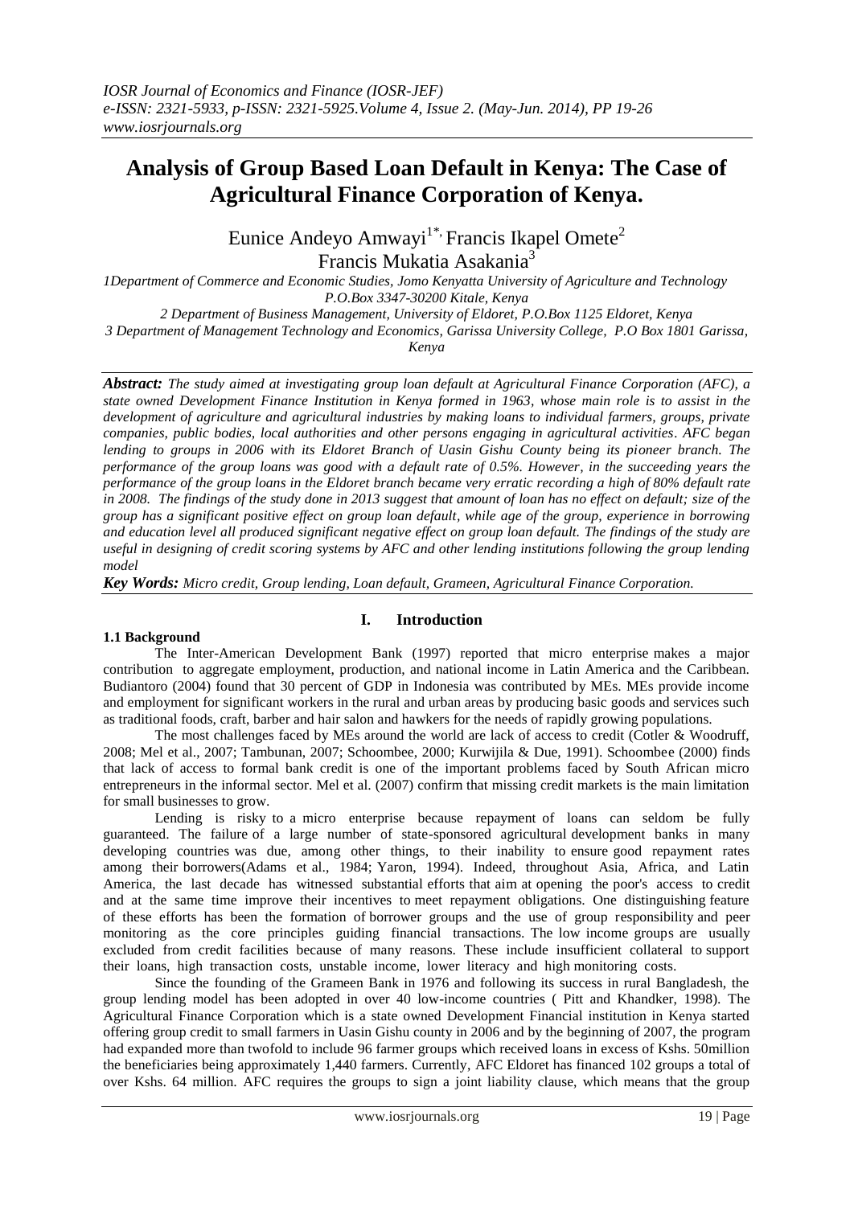# Analysis of Group Based Loan Default in Kenya: The Case of Agricultural Finance Corporation of Kenya.

Eunice Andeyo Amwayi[1*], Francis Ikapel Omete[2]
Francis Mukatia Asakania[3]

*1Department of Commerce and Economic Studies, Jomo Kenyatta University of Agriculture and Technology P.O.Box 3347-30200 Kitale, Kenya*

*2 Department of Business Management, University of Eldoret, P.O.Box 1125 Eldoret, Kenya*

*3 Department of Management Technology and Economics, Garissa University College, P.O Box 1801 Garissa, Kenya*

***Abstract:*** *The study aimed at investigating group loan default at Agricultural Finance Corporation (AFC), a state owned Development Finance Institution in Kenya formed in 1963, whose main role is to assist in the development of agriculture and agricultural industries by making loans to individual farmers, groups, private companies, public bodies, local authorities and other persons engaging in agricultural activities. AFC began lending to groups in 2006 with its Eldoret Branch of Uasin Gishu County being its pioneer branch. The performance of the group loans was good with a default rate of 0.5%. However, in the succeeding years the performance of the group loans in the Eldoret branch became very erratic recording a high of 80% default rate in 2008. The findings of the study done in 2013 suggest that amount of loan has no effect on default; size of the group has a significant positive effect on group loan default, while age of the group, experience in borrowing and education level all produced significant negative effect on group loan default. The findings of the study are useful in designing of credit scoring systems by AFC and other lending institutions following the group lending model*

***Key Words:*** *Micro credit, Group lending, Loan default, Grameen, Agricultural Finance Corporation.*

## I. Introduction

### 1.1 Background

The Inter-American Development Bank (1997) reported that micro enterprise makes a major contribution to aggregate employment, production, and national income in Latin America and the Caribbean. Budiantoro (2004) found that 30 percent of GDP in Indonesia was contributed by MEs. MEs provide income and employment for significant workers in the rural and urban areas by producing basic goods and services such as traditional foods, craft, barber and hair salon and hawkers for the needs of rapidly growing populations.

The most challenges faced by MEs around the world are lack of access to credit (Cotler & Woodruff, 2008; Mel et al., 2007; Tambunan, 2007; Schoombee, 2000; Kurwijila & Due, 1991). Schoombee (2000) finds that lack of access to formal bank credit is one of the important problems faced by South African micro entrepreneurs in the informal sector. Mel et al. (2007) confirm that missing credit markets is the main limitation for small businesses to grow.

Lending is risky to a micro enterprise because repayment of loans can seldom be fully guaranteed. The failure of a large number of state-sponsored agricultural development banks in many developing countries was due, among other things, to their inability to ensure good repayment rates among their borrowers(Adams et al., 1984; Yaron, 1994). Indeed, throughout Asia, Africa, and Latin America, the last decade has witnessed substantial efforts that aim at opening the poor's access to credit and at the same time improve their incentives to meet repayment obligations. One distinguishing feature of these efforts has been the formation of borrower groups and the use of group responsibility and peer monitoring as the core principles guiding financial transactions. The low income groups are usually excluded from credit facilities because of many reasons. These include insufficient collateral to support their loans, high transaction costs, unstable income, lower literacy and high monitoring costs.

Since the founding of the Grameen Bank in 1976 and following its success in rural Bangladesh, the group lending model has been adopted in over 40 low-income countries ( Pitt and Khandker, 1998). The Agricultural Finance Corporation which is a state owned Development Financial institution in Kenya started offering group credit to small farmers in Uasin Gishu county in 2006 and by the beginning of 2007, the program had expanded more than twofold to include 96 farmer groups which received loans in excess of Kshs. 50million the beneficiaries being approximately 1,440 farmers. Currently, AFC Eldoret has financed 102 groups a total of over Kshs. 64 million. AFC requires the groups to sign a joint liability clause, which means that the group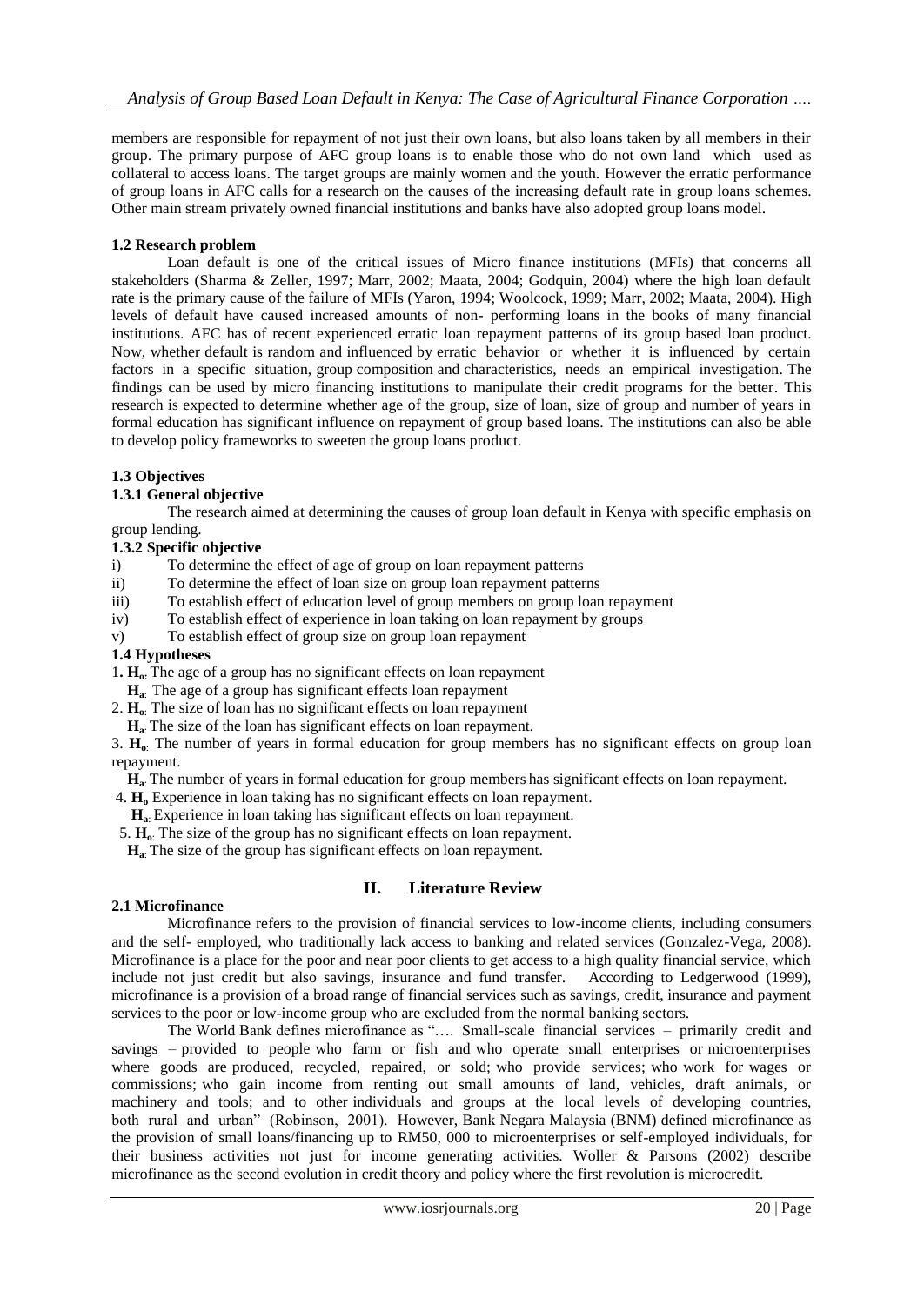members are responsible for repayment of not just their own loans, but also loans taken by all members in their group. The primary purpose of AFC group loans is to enable those who do not own land which used as collateral to access loans. The target groups are mainly women and the youth. However the erratic performance of group loans in AFC calls for a research on the causes of the increasing default rate in group loans schemes. Other main stream privately owned financial institutions and banks have also adopted group loans model.

### 1.2 Research problem

Loan default is one of the critical issues of Micro finance institutions (MFIs) that concerns all stakeholders (Sharma & Zeller, 1997; Marr, 2002; Maata, 2004; Godquin, 2004) where the high loan default rate is the primary cause of the failure of MFIs (Yaron, 1994; Woolcock, 1999; Marr, 2002; Maata, 2004). High levels of default have caused increased amounts of non- performing loans in the books of many financial institutions. AFC has of recent experienced erratic loan repayment patterns of its group based loan product. Now, whether default is random and influenced by erratic behavior or whether it is influenced by certain factors in a specific situation, group composition and characteristics, needs an empirical investigation. The findings can be used by micro financing institutions to manipulate their credit programs for the better. This research is expected to determine whether age of the group, size of loan, size of group and number of years in formal education has significant influence on repayment of group based loans. The institutions can also be able to develop policy frameworks to sweeten the group loans product.

### 1.3 Objectives

#### 1.3.1 General objective

The research aimed at determining the causes of group loan default in Kenya with specific emphasis on group lending.

#### 1.3.2 Specific objective

i) To determine the effect of age of group on loan repayment patterns
ii) To determine the effect of loan size on group loan repayment patterns
iii) To establish effect of education level of group members on group loan repayment
iv) To establish effect of experience in loan taking on loan repayment by groups
v) To establish effect of group size on group loan repayment

### 1.4 Hypotheses

1. **$H_o$**: The age of a group has no significant effects on loan repayment
   **$H_a$**: The age of a group has significant effects loan repayment
2. **$H_o$**: The size of loan has no significant effects on loan repayment
   **$H_a$**: The size of the loan has significant effects on loan repayment.
3. **$H_o$**: The number of years in formal education for group members has no significant effects on group loan repayment.
   **$H_a$**: The number of years in formal education for group members has significant effects on loan repayment.
4. **$H_o$** Experience in loan taking has no significant effects on loan repayment.
   **$H_a$**: Experience in loan taking has significant effects on loan repayment.
5. **$H_o$**: The size of the group has no significant effects on loan repayment.
   **$H_a$**: The size of the group has significant effects on loan repayment.

## II. Literature Review

### 2.1 Microfinance

Microfinance refers to the provision of financial services to low-income clients, including consumers and the self- employed, who traditionally lack access to banking and related services (Gonzalez-Vega, 2008). Microfinance is a place for the poor and near poor clients to get access to a high quality financial service, which include not just credit but also savings, insurance and fund transfer. According to Ledgerwood (1999), microfinance is a provision of a broad range of financial services such as savings, credit, insurance and payment services to the poor or low-income group who are excluded from the normal banking sectors.

The World Bank defines microfinance as "…. Small-scale financial services – primarily credit and savings – provided to people who farm or fish and who operate small enterprises or microenterprises where goods are produced, recycled, repaired, or sold; who provide services; who work for wages or commissions; who gain income from renting out small amounts of land, vehicles, draft animals, or machinery and tools; and to other individuals and groups at the local levels of developing countries, both rural and urban" (Robinson, 2001). However, Bank Negara Malaysia (BNM) defined microfinance as the provision of small loans/financing up to RM50, 000 to microenterprises or self-employed individuals, for their business activities not just for income generating activities. Woller & Parsons (2002) describe microfinance as the second evolution in credit theory and policy where the first revolution is microcredit.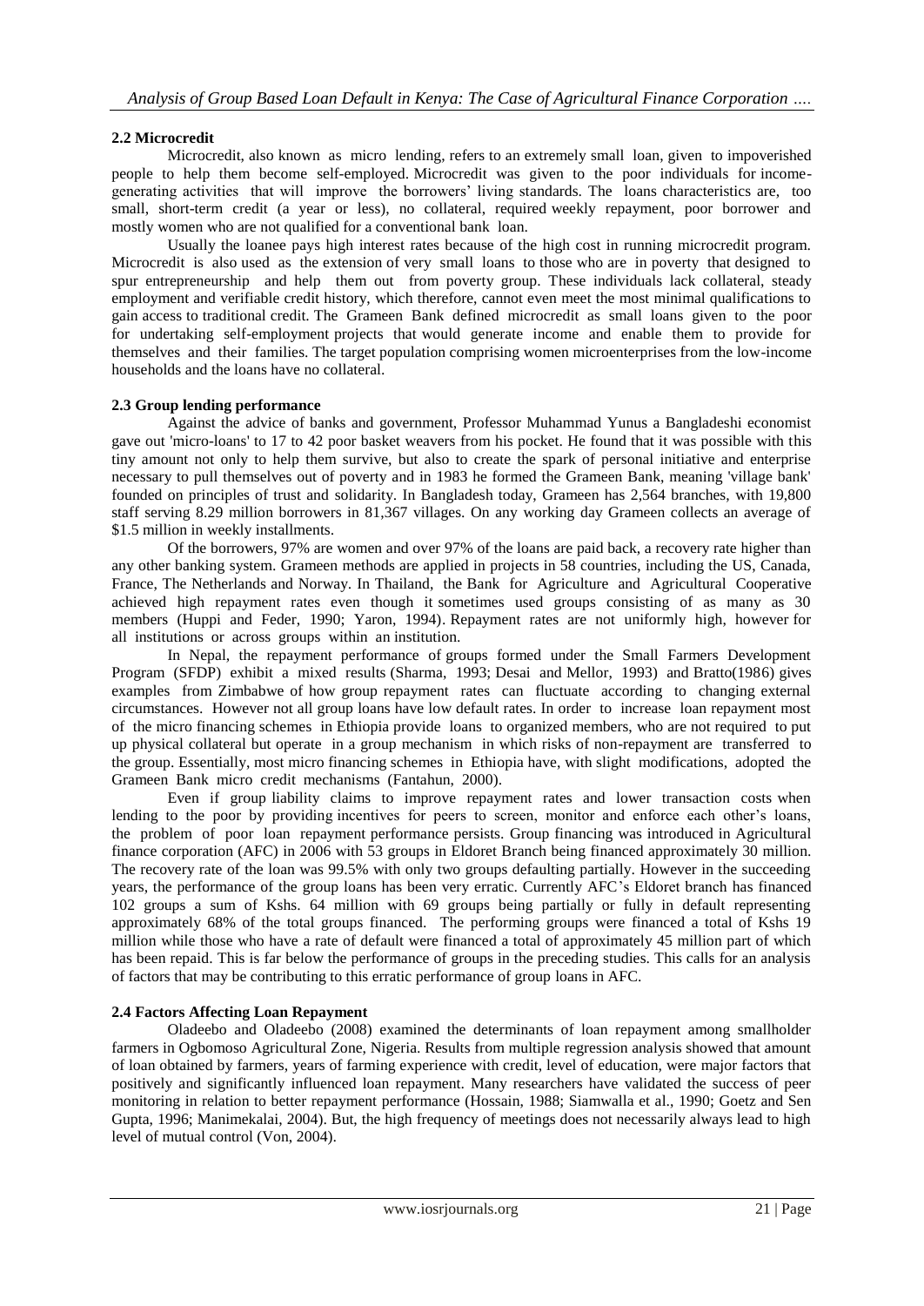### 2.2 Microcredit

Microcredit, also known as micro lending, refers to an extremely small loan, given to impoverished people to help them become self-employed. Microcredit was given to the poor individuals for income-generating activities that will improve the borrowers' living standards. The loans characteristics are, too small, short-term credit (a year or less), no collateral, required weekly repayment, poor borrower and mostly women who are not qualified for a conventional bank loan.

Usually the loanee pays high interest rates because of the high cost in running microcredit program. Microcredit is also used as the extension of very small loans to those who are in poverty that designed to spur entrepreneurship and help them out from poverty group. These individuals lack collateral, steady employment and verifiable credit history, which therefore, cannot even meet the most minimal qualifications to gain access to traditional credit. The Grameen Bank defined microcredit as small loans given to the poor for undertaking self-employment projects that would generate income and enable them to provide for themselves and their families. The target population comprising women microenterprises from the low-income households and the loans have no collateral.

### 2.3 Group lending performance

Against the advice of banks and government, Professor Muhammad Yunus a Bangladeshi economist gave out 'micro-loans' to 17 to 42 poor basket weavers from his pocket. He found that it was possible with this tiny amount not only to help them survive, but also to create the spark of personal initiative and enterprise necessary to pull themselves out of poverty and in 1983 he formed the Grameen Bank, meaning 'village bank' founded on principles of trust and solidarity. In Bangladesh today, Grameen has 2,564 branches, with 19,800 staff serving 8.29 million borrowers in 81,367 villages. On any working day Grameen collects an average of \$1.5 million in weekly installments.

Of the borrowers, 97% are women and over 97% of the loans are paid back, a recovery rate higher than any other banking system. Grameen methods are applied in projects in 58 countries, including the US, Canada, France, The Netherlands and Norway. In Thailand, the Bank for Agriculture and Agricultural Cooperative achieved high repayment rates even though it sometimes used groups consisting of as many as 30 members (Huppi and Feder, 1990; Yaron, 1994). Repayment rates are not uniformly high, however for all institutions or across groups within an institution.

In Nepal, the repayment performance of groups formed under the Small Farmers Development Program (SFDP) exhibit a mixed results (Sharma, 1993; Desai and Mellor, 1993) and Bratto(1986) gives examples from Zimbabwe of how group repayment rates can fluctuate according to changing external circumstances. However not all group loans have low default rates. In order to increase loan repayment most of the micro financing schemes in Ethiopia provide loans to organized members, who are not required to put up physical collateral but operate in a group mechanism in which risks of non-repayment are transferred to the group. Essentially, most micro financing schemes in Ethiopia have, with slight modifications, adopted the Grameen Bank micro credit mechanisms (Fantahun, 2000).

Even if group liability claims to improve repayment rates and lower transaction costs when lending to the poor by providing incentives for peers to screen, monitor and enforce each other's loans, the problem of poor loan repayment performance persists. Group financing was introduced in Agricultural finance corporation (AFC) in 2006 with 53 groups in Eldoret Branch being financed approximately 30 million. The recovery rate of the loan was 99.5% with only two groups defaulting partially. However in the succeeding years, the performance of the group loans has been very erratic. Currently AFC's Eldoret branch has financed 102 groups a sum of Kshs. 64 million with 69 groups being partially or fully in default representing approximately 68% of the total groups financed. The performing groups were financed a total of Kshs 19 million while those who have a rate of default were financed a total of approximately 45 million part of which has been repaid. This is far below the performance of groups in the preceding studies. This calls for an analysis of factors that may be contributing to this erratic performance of group loans in AFC.

### 2.4 Factors Affecting Loan Repayment

Oladeebo and Oladeebo (2008) examined the determinants of loan repayment among smallholder farmers in Ogbomoso Agricultural Zone, Nigeria. Results from multiple regression analysis showed that amount of loan obtained by farmers, years of farming experience with credit, level of education, were major factors that positively and significantly influenced loan repayment. Many researchers have validated the success of peer monitoring in relation to better repayment performance (Hossain, 1988; Siamwalla et al., 1990; Goetz and Sen Gupta, 1996; Manimekalai, 2004). But, the high frequency of meetings does not necessarily always lead to high level of mutual control (Von, 2004).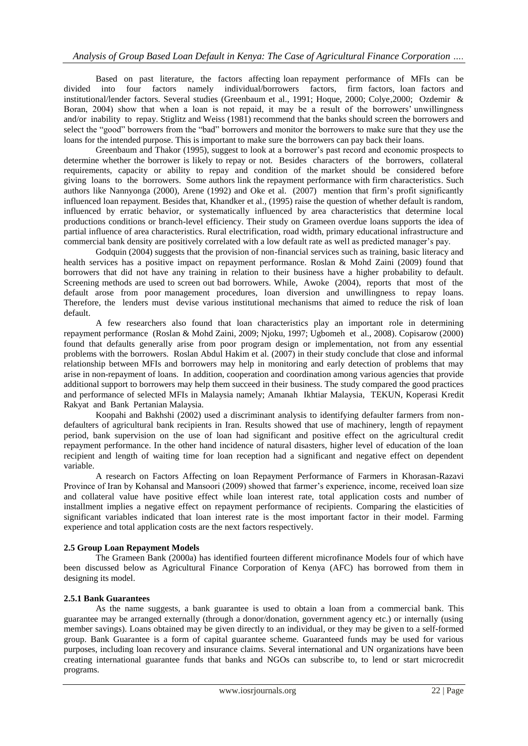Based on past literature, the factors affecting loan repayment performance of MFIs can be divided into four factors namely individual/borrowers factors, firm factors, loan factors and institutional/lender factors. Several studies (Greenbaum et al., 1991; Hoque, 2000; Colye,2000; Ozdemir & Boran, 2004) show that when a loan is not repaid, it may be a result of the borrowers' unwillingness and/or inability to repay. Stiglitz and Weiss (1981) recommend that the banks should screen the borrowers and select the "good" borrowers from the "bad" borrowers and monitor the borrowers to make sure that they use the loans for the intended purpose. This is important to make sure the borrowers can pay back their loans.

Greenbaum and Thakor (1995), suggest to look at a borrower's past record and economic prospects to determine whether the borrower is likely to repay or not. Besides characters of the borrowers, collateral requirements, capacity or ability to repay and condition of the market should be considered before giving loans to the borrowers. Some authors link the repayment performance with firm characteristics. Such authors like Nannyonga (2000), Arene (1992) and Oke et al. (2007) mention that firm's profit significantly influenced loan repayment. Besides that, Khandker et al., (1995) raise the question of whether default is random, influenced by erratic behavior, or systematically influenced by area characteristics that determine local productions conditions or branch-level efficiency. Their study on Grameen overdue loans supports the idea of partial influence of area characteristics. Rural electrification, road width, primary educational infrastructure and commercial bank density are positively correlated with a low default rate as well as predicted manager's pay.

Godquin (2004) suggests that the provision of non-financial services such as training, basic literacy and health services has a positive impact on repayment performance. Roslan & Mohd Zaini (2009) found that borrowers that did not have any training in relation to their business have a higher probability to default. Screening methods are used to screen out bad borrowers. While, Awoke (2004), reports that most of the default arose from poor management procedures, loan diversion and unwillingness to repay loans. Therefore, the lenders must devise various institutional mechanisms that aimed to reduce the risk of loan default.

A few researchers also found that loan characteristics play an important role in determining repayment performance (Roslan & Mohd Zaini, 2009; Njoku, 1997; Ugbomeh et al., 2008). Copisarow (2000) found that defaults generally arise from poor program design or implementation, not from any essential problems with the borrowers. Roslan Abdul Hakim et al. (2007) in their study conclude that close and informal relationship between MFIs and borrowers may help in monitoring and early detection of problems that may arise in non-repayment of loans. In addition, cooperation and coordination among various agencies that provide additional support to borrowers may help them succeed in their business. The study compared the good practices and performance of selected MFIs in Malaysia namely; Amanah Ikhtiar Malaysia, TEKUN, Koperasi Kredit Rakyat and Bank Pertanian Malaysia.

Koopahi and Bakhshi (2002) used a discriminant analysis to identifying defaulter farmers from non-defaulters of agricultural bank recipients in Iran. Results showed that use of machinery, length of repayment period, bank supervision on the use of loan had significant and positive effect on the agricultural credit repayment performance. In the other hand incidence of natural disasters, higher level of education of the loan recipient and length of waiting time for loan reception had a significant and negative effect on dependent variable.

A research on Factors Affecting on loan Repayment Performance of Farmers in Khorasan-Razavi Province of Iran by Kohansal and Mansoori (2009) showed that farmer's experience, income, received loan size and collateral value have positive effect while loan interest rate, total application costs and number of installment implies a negative effect on repayment performance of recipients. Comparing the elasticities of significant variables indicated that loan interest rate is the most important factor in their model. Farming experience and total application costs are the next factors respectively.

### 2.5 Group Loan Repayment Models

The Grameen Bank (2000a) has identified fourteen different microfinance Models four of which have been discussed below as Agricultural Finance Corporation of Kenya (AFC) has borrowed from them in designing its model.

#### 2.5.1 Bank Guarantees

As the name suggests, a bank guarantee is used to obtain a loan from a commercial bank. This guarantee may be arranged externally (through a donor/donation, government agency etc.) or internally (using member savings). Loans obtained may be given directly to an individual, or they may be given to a self-formed group. Bank Guarantee is a form of capital guarantee scheme. Guaranteed funds may be used for various purposes, including loan recovery and insurance claims. Several international and UN organizations have been creating international guarantee funds that banks and NGOs can subscribe to, to lend or start microcredit programs.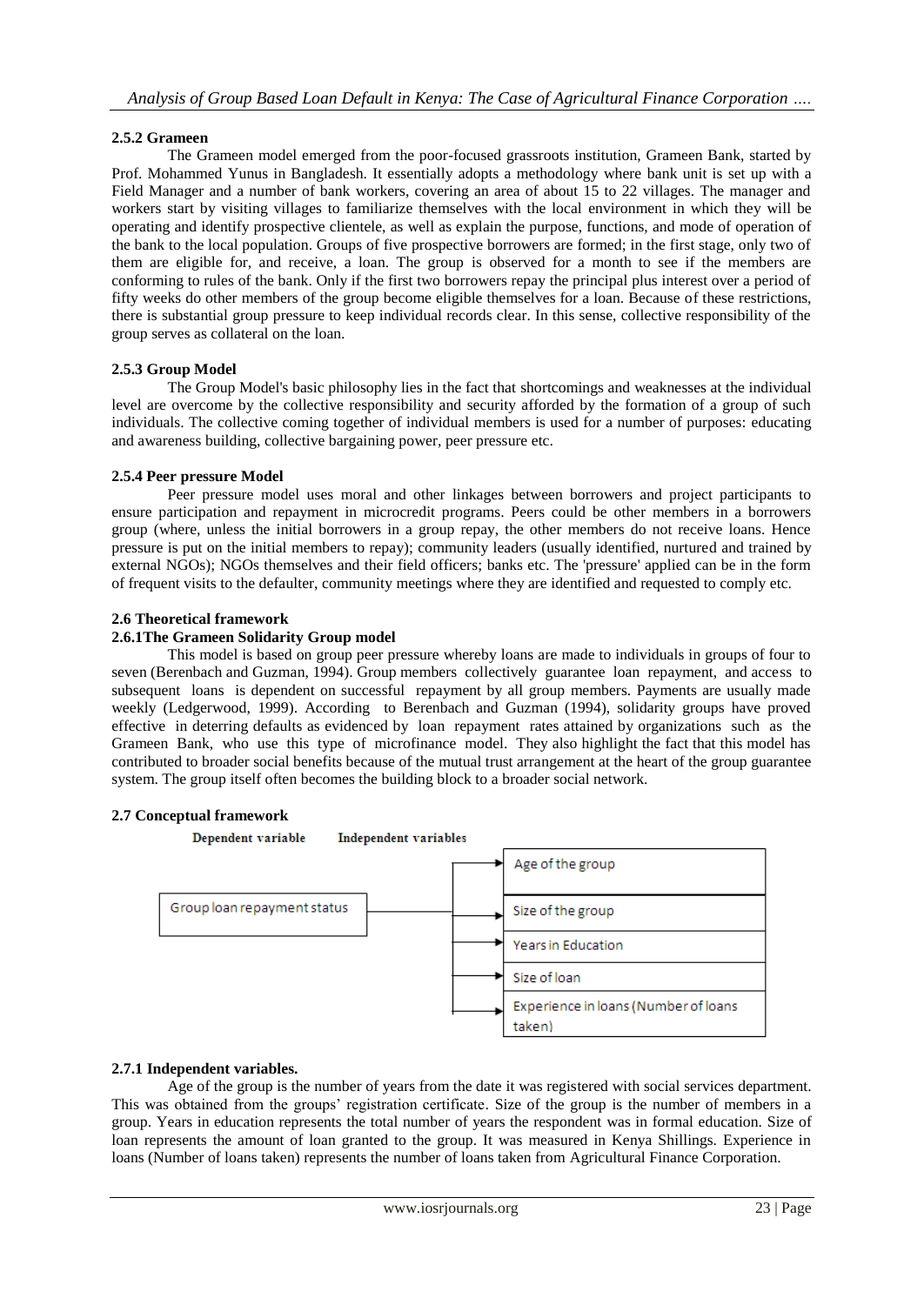### 2.5.2 Grameen

The Grameen model emerged from the poor-focused grassroots institution, Grameen Bank, started by Prof. Mohammed Yunus in Bangladesh. It essentially adopts a methodology where bank unit is set up with a Field Manager and a number of bank workers, covering an area of about 15 to 22 villages. The manager and workers start by visiting villages to familiarize themselves with the local environment in which they will be operating and identify prospective clientele, as well as explain the purpose, functions, and mode of operation of the bank to the local population. Groups of five prospective borrowers are formed; in the first stage, only two of them are eligible for, and receive, a loan. The group is observed for a month to see if the members are conforming to rules of the bank. Only if the first two borrowers repay the principal plus interest over a period of fifty weeks do other members of the group become eligible themselves for a loan. Because of these restrictions, there is substantial group pressure to keep individual records clear. In this sense, collective responsibility of the group serves as collateral on the loan.

### 2.5.3 Group Model

The Group Model's basic philosophy lies in the fact that shortcomings and weaknesses at the individual level are overcome by the collective responsibility and security afforded by the formation of a group of such individuals. The collective coming together of individual members is used for a number of purposes: educating and awareness building, collective bargaining power, peer pressure etc.

### 2.5.4 Peer pressure Model

Peer pressure model uses moral and other linkages between borrowers and project participants to ensure participation and repayment in microcredit programs. Peers could be other members in a borrowers group (where, unless the initial borrowers in a group repay, the other members do not receive loans. Hence pressure is put on the initial members to repay); community leaders (usually identified, nurtured and trained by external NGOs); NGOs themselves and their field officers; banks etc. The 'pressure' applied can be in the form of frequent visits to the defaulter, community meetings where they are identified and requested to comply etc.

## 2.6 Theoretical framework

### 2.6.1 The Grameen Solidarity Group model

This model is based on group peer pressure whereby loans are made to individuals in groups of four to seven (Berenbach and Guzman, 1994). Group members collectively guarantee loan repayment, and access to subsequent loans is dependent on successful repayment by all group members. Payments are usually made weekly (Ledgerwood, 1999). According to Berenbach and Guzman (1994), solidarity groups have proved effective in deterring defaults as evidenced by loan repayment rates attained by organizations such as the Grameen Bank, who use this type of microfinance model. They also highlight the fact that this model has contributed to broader social benefits because of the mutual trust arrangement at the heart of the group guarantee system. The group itself often becomes the building block to a broader social network.

## 2.7 Conceptual framework

| Dependent variable | Independent variables |
|---|---|
| Group loan repayment status | Age of the group |
| | Size of the group |
| | Years in Education |
| | Size of loan |
| | Experience in loans (Number of loans taken) |

### 2.7.1 Independent variables.

Age of the group is the number of years from the date it was registered with social services department. This was obtained from the groups' registration certificate. Size of the group is the number of members in a group. Years in education represents the total number of years the respondent was in formal education. Size of loan represents the amount of loan granted to the group. It was measured in Kenya Shillings. Experience in loans (Number of loans taken) represents the number of loans taken from Agricultural Finance Corporation.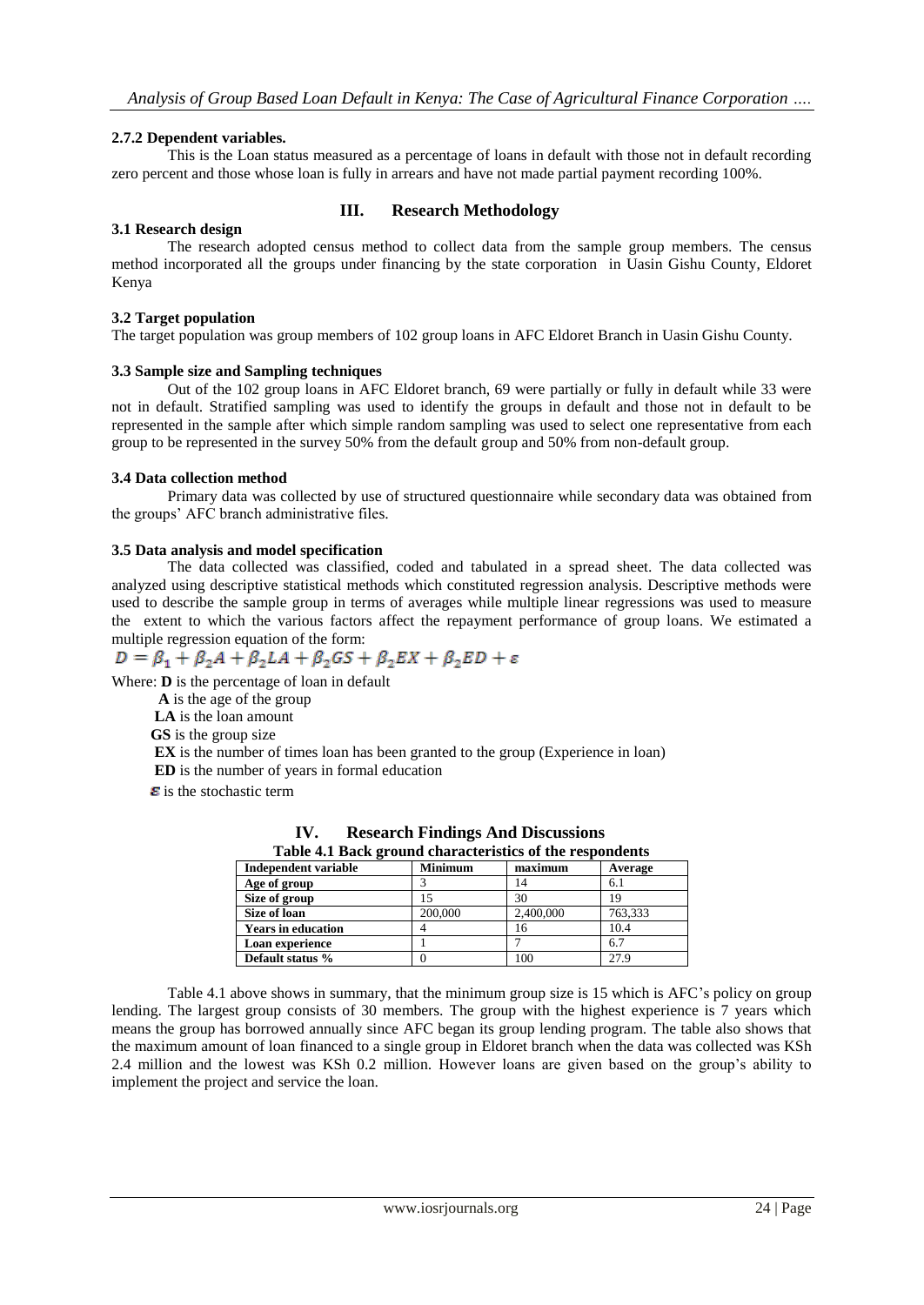#### 2.7.2 Dependent variables.

This is the Loan status measured as a percentage of loans in default with those not in default recording zero percent and those whose loan is fully in arrears and have not made partial payment recording 100%.

## III. Research Methodology

### 3.1 Research design

The research adopted census method to collect data from the sample group members. The census method incorporated all the groups under financing by the state corporation in Uasin Gishu County, Eldoret Kenya

### 3.2 Target population

The target population was group members of 102 group loans in AFC Eldoret Branch in Uasin Gishu County.

### 3.3 Sample size and Sampling techniques

Out of the 102 group loans in AFC Eldoret branch, 69 were partially or fully in default while 33 were not in default. Stratified sampling was used to identify the groups in default and those not in default to be represented in the sample after which simple random sampling was used to select one representative from each group to be represented in the survey 50% from the default group and 50% from non-default group.

### 3.4 Data collection method

Primary data was collected by use of structured questionnaire while secondary data was obtained from the groups' AFC branch administrative files.

### 3.5 Data analysis and model specification

The data collected was classified, coded and tabulated in a spread sheet. The data collected was analyzed using descriptive statistical methods which constituted regression analysis. Descriptive methods were used to describe the sample group in terms of averages while multiple linear regressions was used to measure the extent to which the various factors affect the repayment performance of group loans. We estimated a multiple regression equation of the form:

$$D = \beta_1 + \beta_2 A + \beta_2 LA + \beta_2 GS + \beta_2 EX + \beta_2 ED + \varepsilon$$

Where: **D** is the percentage of loan in default

**A** is the age of the group

**LA** is the loan amount

**GS** is the group size

**EX** is the number of times loan has been granted to the group (Experience in loan)

**ED** is the number of years in formal education

$\varepsilon$ is the stochastic term

## IV. Research Findings And Discussions

**Table 4.1 Back ground characteristics of the respondents**

| Independent variable | Minimum | maximum | Average |
|---|---|---|---|
| **Age of group** | 3 | 14 | 6.1 |
| **Size of group** | 15 | 30 | 19 |
| **Size of loan** | 200,000 | 2,400,000 | 763,333 |
| **Years in education** | 4 | 16 | 10.4 |
| **Loan experience** | 1 | 7 | 6.7 |
| **Default status %** | 0 | 100 | 27.9 |

Table 4.1 above shows in summary, that the minimum group size is 15 which is AFC's policy on group lending. The largest group consists of 30 members. The group with the highest experience is 7 years which means the group has borrowed annually since AFC began its group lending program. The table also shows that the maximum amount of loan financed to a single group in Eldoret branch when the data was collected was KSh 2.4 million and the lowest was KSh 0.2 million. However loans are given based on the group's ability to implement the project and service the loan.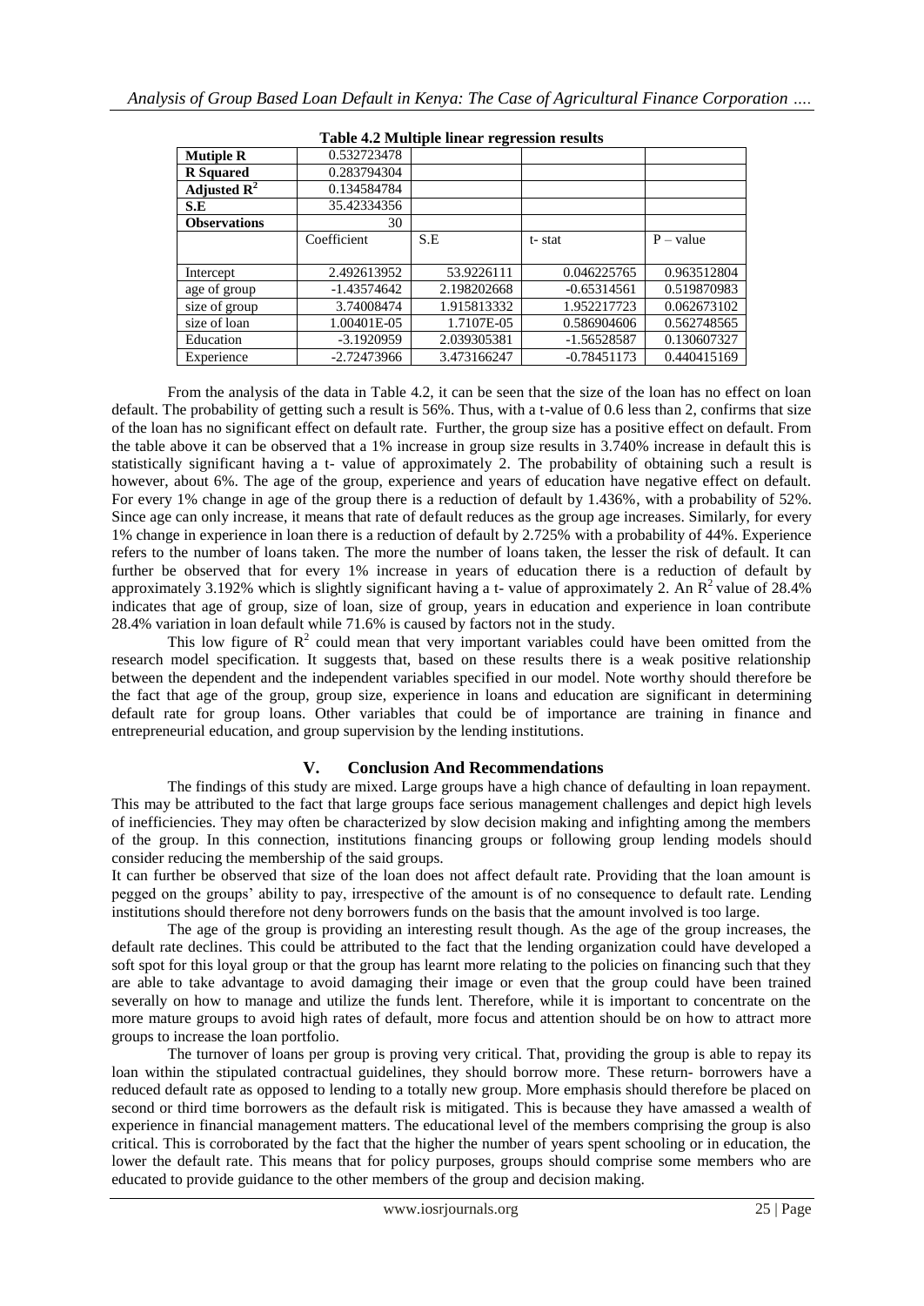**Table 4.2 Multiple linear regression results**

| **Mutiple R** | 0.532723478 | | | |
|---|---|---|---|---|
| **R Squared** | 0.283794304 | | | |
| **Adjusted $R^2$** | 0.134584784 | | | |
| **S.E** | 35.42334356 | | | |
| **Observations** | 30 | | | |
| | Coefficient | S.E | t- stat | P – value |
| Intercept | 2.492613952 | 53.9226111 | 0.046225765 | 0.963512804 |
| age of group | -1.43574642 | 2.198202668 | -0.65314561 | 0.519870983 |
| size of group | 3.74008474 | 1.915813332 | 1.952217723 | 0.062673102 |
| size of loan | 1.00401E-05 | 1.7107E-05 | 0.586904606 | 0.562748565 |
| Education | -3.1920959 | 2.039305381 | -1.56528587 | 0.130607327 |
| Experience | -2.72473966 | 3.473166247 | -0.78451173 | 0.440415169 |

From the analysis of the data in Table 4.2, it can be seen that the size of the loan has no effect on loan default. The probability of getting such a result is 56%. Thus, with a t-value of 0.6 less than 2, confirms that size of the loan has no significant effect on default rate. Further, the group size has a positive effect on default. From the table above it can be observed that a 1% increase in group size results in 3.740% increase in default this is statistically significant having a t- value of approximately 2. The probability of obtaining such a result is however, about 6%. The age of the group, experience and years of education have negative effect on default. For every 1% change in age of the group there is a reduction of default by 1.436%, with a probability of 52%. Since age can only increase, it means that rate of default reduces as the group age increases. Similarly, for every 1% change in experience in loan there is a reduction of default by 2.725% with a probability of 44%. Experience refers to the number of loans taken. The more the number of loans taken, the lesser the risk of default. It can further be observed that for every 1% increase in years of education there is a reduction of default by approximately 3.192% which is slightly significant having a t- value of approximately 2. An $R^2$ value of 28.4% indicates that age of group, size of loan, size of group, years in education and experience in loan contribute 28.4% variation in loan default while 71.6% is caused by factors not in the study.

This low figure of $R^2$ could mean that very important variables could have been omitted from the research model specification. It suggests that, based on these results there is a weak positive relationship between the dependent and the independent variables specified in our model. Note worthy should therefore be the fact that age of the group, group size, experience in loans and education are significant in determining default rate for group loans. Other variables that could be of importance are training in finance and entrepreneurial education, and group supervision by the lending institutions.

## V. Conclusion And Recommendations

The findings of this study are mixed. Large groups have a high chance of defaulting in loan repayment. This may be attributed to the fact that large groups face serious management challenges and depict high levels of inefficiencies. They may often be characterized by slow decision making and infighting among the members of the group. In this connection, institutions financing groups or following group lending models should consider reducing the membership of the said groups.

It can further be observed that size of the loan does not affect default rate. Providing that the loan amount is pegged on the groups' ability to pay, irrespective of the amount is of no consequence to default rate. Lending institutions should therefore not deny borrowers funds on the basis that the amount involved is too large.

The age of the group is providing an interesting result though. As the age of the group increases, the default rate declines. This could be attributed to the fact that the lending organization could have developed a soft spot for this loyal group or that the group has learnt more relating to the policies on financing such that they are able to take advantage to avoid damaging their image or even that the group could have been trained severally on how to manage and utilize the funds lent. Therefore, while it is important to concentrate on the more mature groups to avoid high rates of default, more focus and attention should be on how to attract more groups to increase the loan portfolio.

The turnover of loans per group is proving very critical. That, providing the group is able to repay its loan within the stipulated contractual guidelines, they should borrow more. These return- borrowers have a reduced default rate as opposed to lending to a totally new group. More emphasis should therefore be placed on second or third time borrowers as the default risk is mitigated. This is because they have amassed a wealth of experience in financial management matters. The educational level of the members comprising the group is also critical. This is corroborated by the fact that the higher the number of years spent schooling or in education, the lower the default rate. This means that for policy purposes, groups should comprise some members who are educated to provide guidance to the other members of the group and decision making.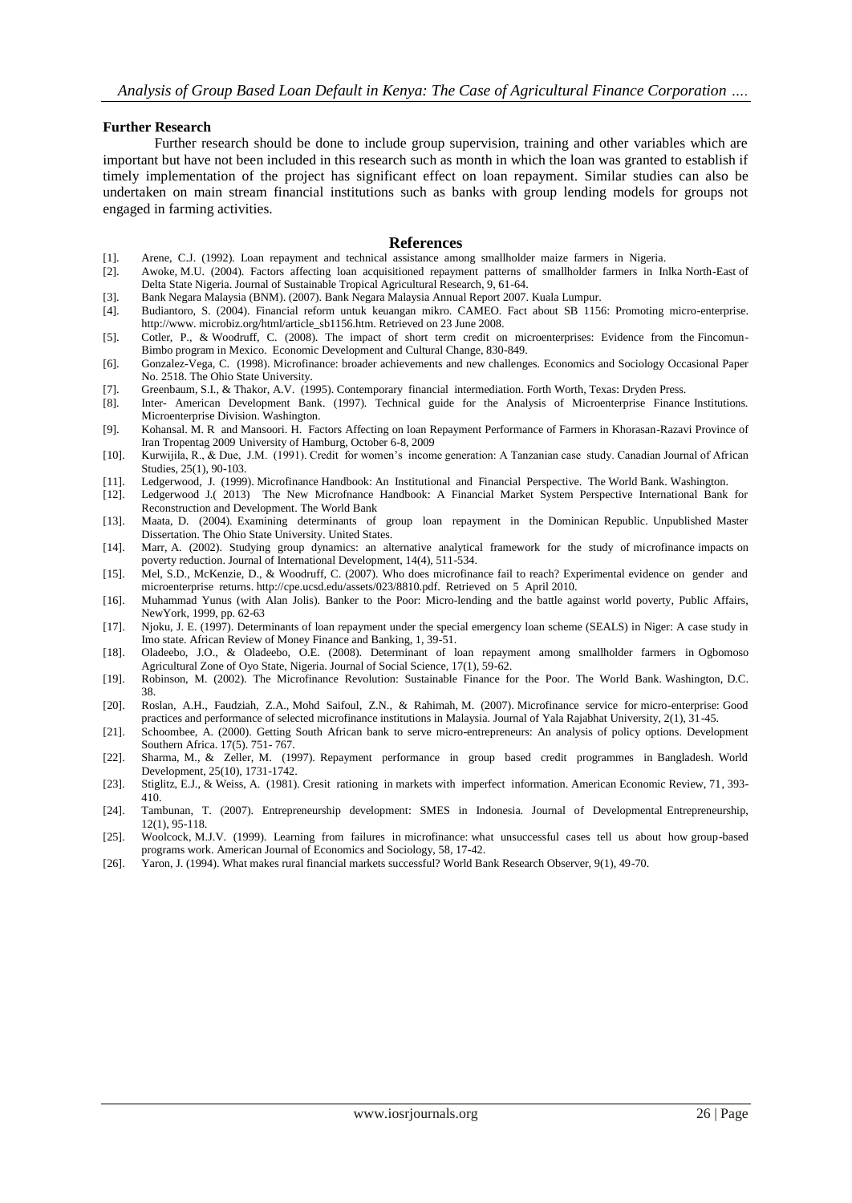**Further Research**

Further research should be done to include group supervision, training and other variables which are important but have not been included in this research such as month in which the loan was granted to establish if timely implementation of the project has significant effect on loan repayment. Similar studies can also be undertaken on main stream financial institutions such as banks with group lending models for groups not engaged in farming activities.

## References

[1]. Arene, C.J. (1992). Loan repayment and technical assistance among smallholder maize farmers in Nigeria.

[2]. Awoke, M.U. (2004). Factors affecting loan acquisitioned repayment patterns of smallholder farmers in Inlka North-East of Delta State Nigeria. Journal of Sustainable Tropical Agricultural Research, 9, 61-64.

[3]. Bank Negara Malaysia (BNM). (2007). Bank Negara Malaysia Annual Report 2007. Kuala Lumpur.

[4]. Budiantoro, S. (2004). Financial reform untuk keuangan mikro. CAMEO. Fact about SB 1156: Promoting micro-enterprise. http://www. microbiz.org/html/article_sb1156.htm. Retrieved on 23 June 2008.

[5]. Cotler, P., & Woodruff, C. (2008). The impact of short term credit on microenterprises: Evidence from the Fincomun-Bimbo program in Mexico. Economic Development and Cultural Change, 830-849.

[6]. Gonzalez-Vega, C. (1998). Microfinance: broader achievements and new challenges. Economics and Sociology Occasional Paper No. 2518. The Ohio State University.

[7]. Greenbaum, S.I., & Thakor, A.V. (1995). Contemporary financial intermediation. Forth Worth, Texas: Dryden Press.

[8]. Inter- American Development Bank. (1997). Technical guide for the Analysis of Microenterprise Finance Institutions. Microenterprise Division. Washington.

[9]. Kohansal. M. R and Mansoori. H. Factors Affecting on loan Repayment Performance of Farmers in Khorasan-Razavi Province of Iran Tropentag 2009 University of Hamburg, October 6-8, 2009

[10]. Kurwijila, R., & Due, J.M. (1991). Credit for women's income generation: A Tanzanian case study. Canadian Journal of African Studies, 25(1), 90-103.

[11]. Ledgerwood, J. (1999). Microfinance Handbook: An Institutional and Financial Perspective. The World Bank. Washington.

[12]. Ledgerwood J.( 2013) The New Microfnance Handbook: A Financial Market System Perspective International Bank for Reconstruction and Development. The World Bank

[13]. Maata, D. (2004). Examining determinants of group loan repayment in the Dominican Republic. Unpublished Master Dissertation. The Ohio State University. United States.

[14]. Marr, A. (2002). Studying group dynamics: an alternative analytical framework for the study of microfinance impacts on poverty reduction. Journal of International Development, 14(4), 511-534.

[15]. Mel, S.D., McKenzie, D., & Woodruff, C. (2007). Who does microfinance fail to reach? Experimental evidence on gender and microenterprise returns. http://cpe.ucsd.edu/assets/023/8810.pdf. Retrieved on 5 April 2010.

[16]. Muhammad Yunus (with Alan Jolis). Banker to the Poor: Micro-lending and the battle against world poverty, Public Affairs, NewYork, 1999, pp. 62-63

[17]. Njoku, J. E. (1997). Determinants of loan repayment under the special emergency loan scheme (SEALS) in Niger: A case study in Imo state. African Review of Money Finance and Banking, 1, 39-51.

[18]. Oladeebo, J.O., & Oladeebo, O.E. (2008). Determinant of loan repayment among smallholder farmers in Ogbomoso Agricultural Zone of Oyo State, Nigeria. Journal of Social Science, 17(1), 59-62.

[19]. Robinson, M. (2002). The Microfinance Revolution: Sustainable Finance for the Poor. The World Bank. Washington, D.C. 38.

[20]. Roslan, A.H., Faudziah, Z.A., Mohd Saifoul, Z.N., & Rahimah, M. (2007). Microfinance service for micro-enterprise: Good practices and performance of selected microfinance institutions in Malaysia. Journal of Yala Rajabhat University, 2(1), 31-45.

[21]. Schoombee, A. (2000). Getting South African bank to serve micro-entrepreneurs: An analysis of policy options. Development Southern Africa. 17(5). 751- 767.

[22]. Sharma, M., & Zeller, M. (1997). Repayment performance in group based credit programmes in Bangladesh. World Development, 25(10), 1731-1742.

[23]. Stiglitz, E.J., & Weiss, A. (1981). Cresit rationing in markets with imperfect information. American Economic Review, 71, 393-410.

[24]. Tambunan, T. (2007). Entrepreneurship development: SMES in Indonesia. Journal of Developmental Entrepreneurship, 12(1), 95-118.

[25]. Woolcock, M.J.V. (1999). Learning from failures in microfinance: what unsuccessful cases tell us about how group-based programs work. American Journal of Economics and Sociology, 58, 17-42.

[26]. Yaron, J. (1994). What makes rural financial markets successful? World Bank Research Observer, 9(1), 49-70.